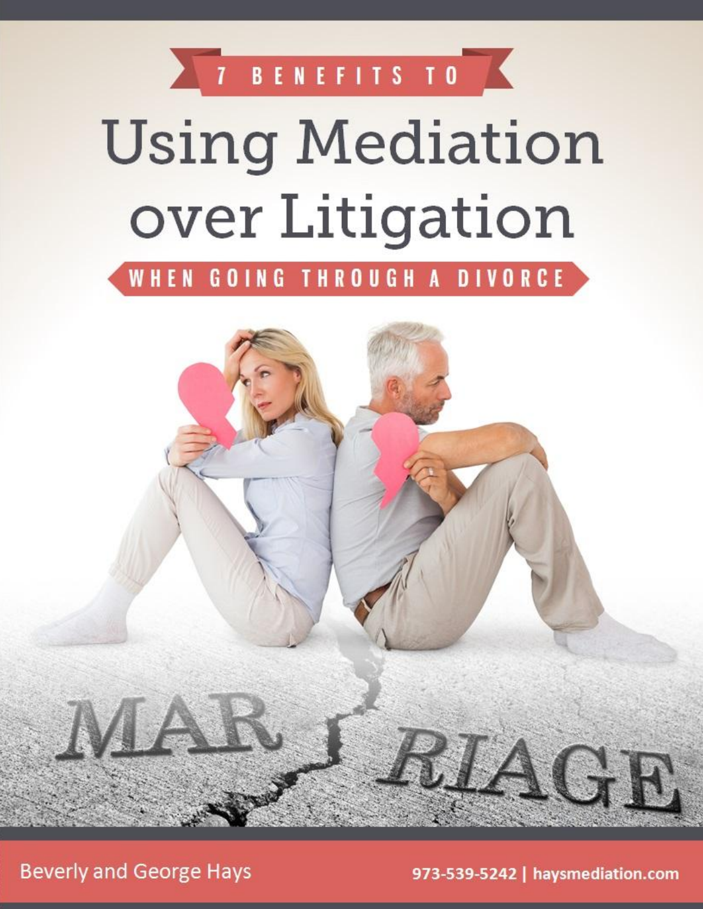7 BENEFITS TO

# Using Mediation over Litigation

WHEN GOING THROUGH A DIVORCE

MAR RIAGE

Beverly and George Hays

973-539-5242 | haysmediation.com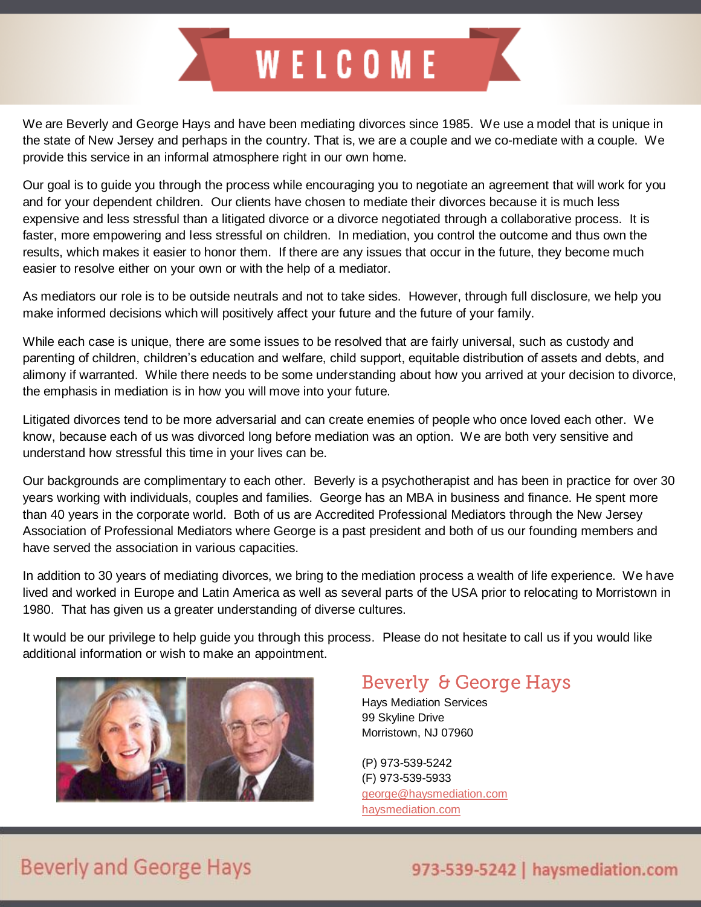# WELCOME

We are Beverly and George Hays and have been mediating divorces since 1985. We use a model that is unique in the state of New Jersey and perhaps in the country. That is, we are a couple and we co-mediate with a couple. We provide this service in an informal atmosphere right in our own home.

Our goal is to guide you through the process while encouraging you to negotiate an agreement that will work for you and for your dependent children. Our clients have chosen to mediate their divorces because it is much less expensive and less stressful than a litigated divorce or a divorce negotiated through a collaborative process. It is faster, more empowering and less stressful on children. In mediation, you control the outcome and thus own the results, which makes it easier to honor them. If there are any issues that occur in the future, they become much easier to resolve either on your own or with the help of a mediator.

As mediators our role is to be outside neutrals and not to take sides. However, through full disclosure, we help you make informed decisions which will positively affect your future and the future of your family.

While each case is unique, there are some issues to be resolved that are fairly universal, such as custody and parenting of children, children's education and welfare, child support, equitable distribution of assets and debts, and alimony if warranted. While there needs to be some understanding about how you arrived at your decision to divorce, the emphasis in mediation is in how you will move into your future.

Litigated divorces tend to be more adversarial and can create enemies of people who once loved each other. We know, because each of us was divorced long before mediation was an option. We are both very sensitive and understand how stressful this time in your lives can be.

Our backgrounds are complimentary to each other. Beverly is a psychotherapist and has been in practice for over 30 years working with individuals, couples and families. George has an MBA in business and finance. He spent more than 40 years in the corporate world. Both of us are Accredited Professional Mediators through the New Jersey Association of Professional Mediators where George is a past president and both of us our founding members and have served the association in various capacities.

In addition to 30 years of mediating divorces, we bring to the mediation process a wealth of life experience. We have lived and worked in Europe and Latin America as well as several parts of the USA prior to relocating to Morristown in 1980. That has given us a greater understanding of diverse cultures.

It would be our privilege to help guide you through this process. Please do not hesitate to call us if you would like additional information or wish to make an appointment.

## Beverly & George Hays

Hays Mediation Services
99 Skyline Drive
Morristown, NJ 07960

(P) 973-539-5242
(F) 973-539-5933
george@haysmediation.com
haysmediation.com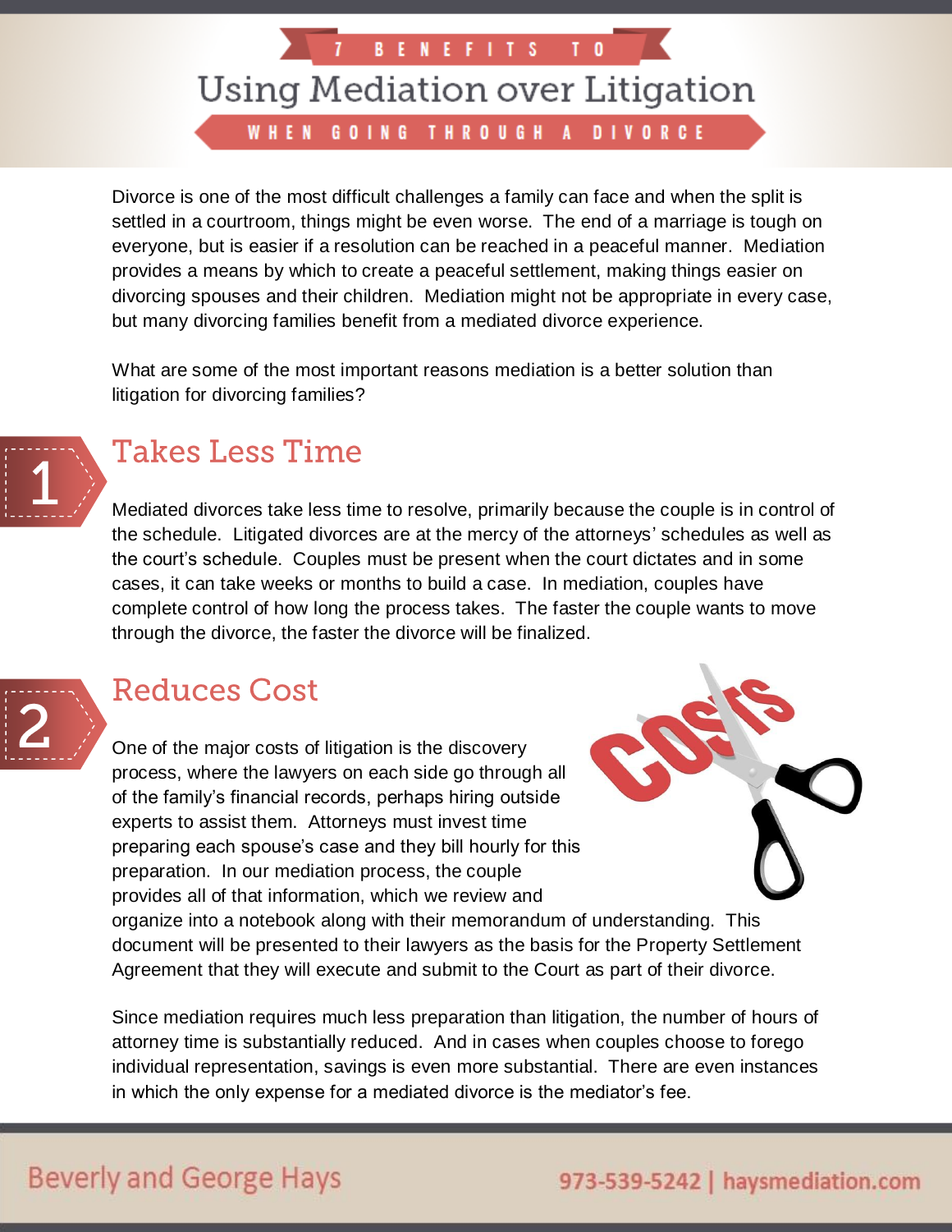7 BENEFITS TO

# Using Mediation over Litigation

WHEN GOING THROUGH A DIVORCE

Divorce is one of the most difficult challenges a family can face and when the split is settled in a courtroom, things might be even worse. The end of a marriage is tough on everyone, but is easier if a resolution can be reached in a peaceful manner. Mediation provides a means by which to create a peaceful settlement, making things easier on divorcing spouses and their children. Mediation might not be appropriate in every case, but many divorcing families benefit from a mediated divorce experience.

What are some of the most important reasons mediation is a better solution than litigation for divorcing families?

## 1 Takes Less Time

Mediated divorces take less time to resolve, primarily because the couple is in control of the schedule. Litigated divorces are at the mercy of the attorneys' schedules as well as the court's schedule. Couples must be present when the court dictates and in some cases, it can take weeks or months to build a case. In mediation, couples have complete control of how long the process takes. The faster the couple wants to move through the divorce, the faster the divorce will be finalized.

## 2 Reduces Cost

One of the major costs of litigation is the discovery process, where the lawyers on each side go through all of the family's financial records, perhaps hiring outside experts to assist them. Attorneys must invest time preparing each spouse's case and they bill hourly for this preparation. In our mediation process, the couple provides all of that information, which we review and organize into a notebook along with their memorandum of understanding. This document will be presented to their lawyers as the basis for the Property Settlement Agreement that they will execute and submit to the Court as part of their divorce.

Since mediation requires much less preparation than litigation, the number of hours of attorney time is substantially reduced. And in cases when couples choose to forego individual representation, savings is even more substantial. There are even instances in which the only expense for a mediated divorce is the mediator's fee.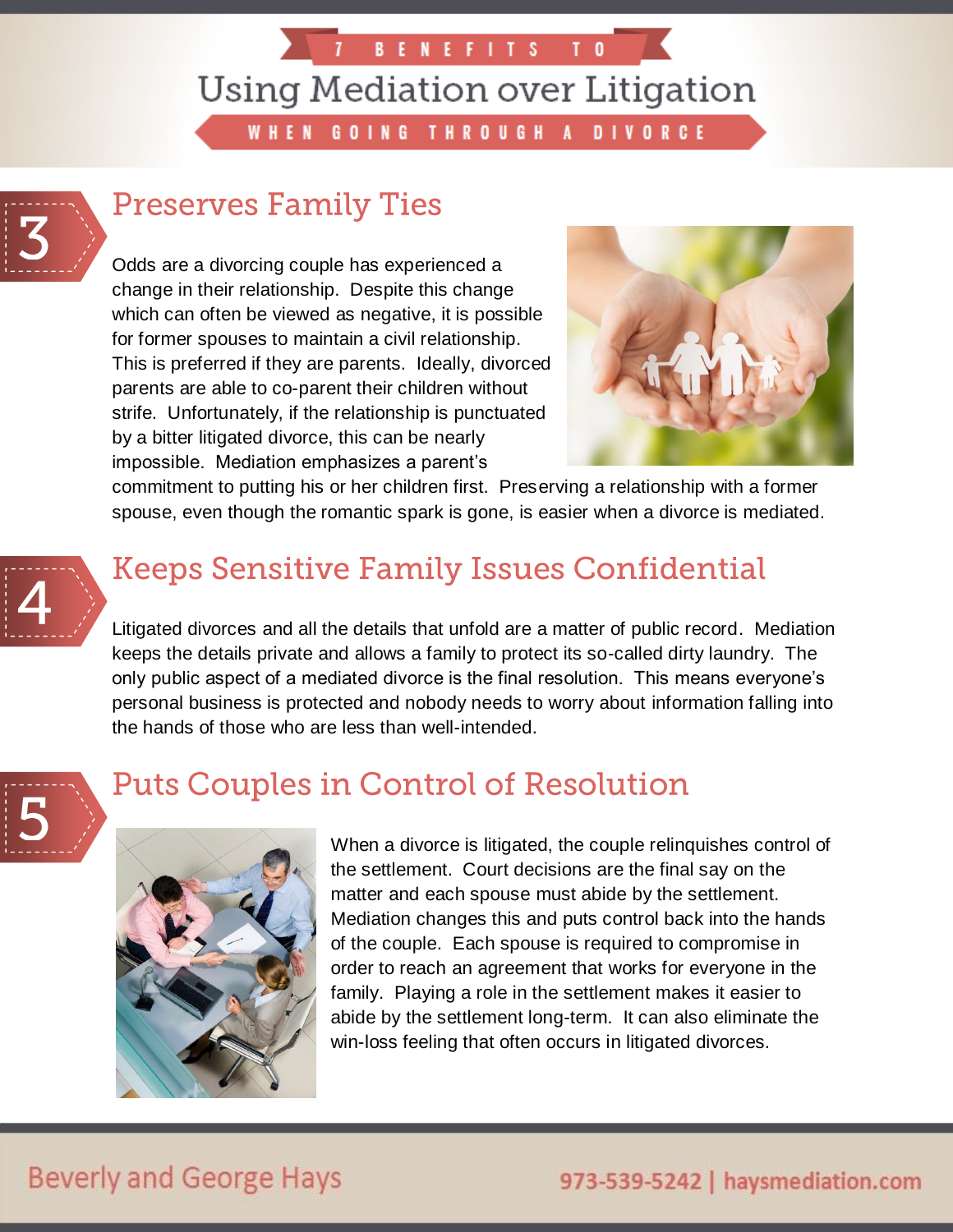7 BENEFITS TO

# Using Mediation over Litigation

WHEN GOING THROUGH A DIVORCE

## 3 Preserves Family Ties

Odds are a divorcing couple has experienced a change in their relationship. Despite this change which can often be viewed as negative, it is possible for former spouses to maintain a civil relationship. This is preferred if they are parents. Ideally, divorced parents are able to co-parent their children without strife. Unfortunately, if the relationship is punctuated by a bitter litigated divorce, this can be nearly impossible. Mediation emphasizes a parent's commitment to putting his or her children first. Preserving a relationship with a former spouse, even though the romantic spark is gone, is easier when a divorce is mediated.

## 4 Keeps Sensitive Family Issues Confidential

Litigated divorces and all the details that unfold are a matter of public record. Mediation keeps the details private and allows a family to protect its so-called dirty laundry. The only public aspect of a mediated divorce is the final resolution. This means everyone's personal business is protected and nobody needs to worry about information falling into the hands of those who are less than well-intended.

## 5 Puts Couples in Control of Resolution

When a divorce is litigated, the couple relinquishes control of the settlement. Court decisions are the final say on the matter and each spouse must abide by the settlement. Mediation changes this and puts control back into the hands of the couple. Each spouse is required to compromise in order to reach an agreement that works for everyone in the family. Playing a role in the settlement makes it easier to abide by the settlement long-term. It can also eliminate the win-loss feeling that often occurs in litigated divorces.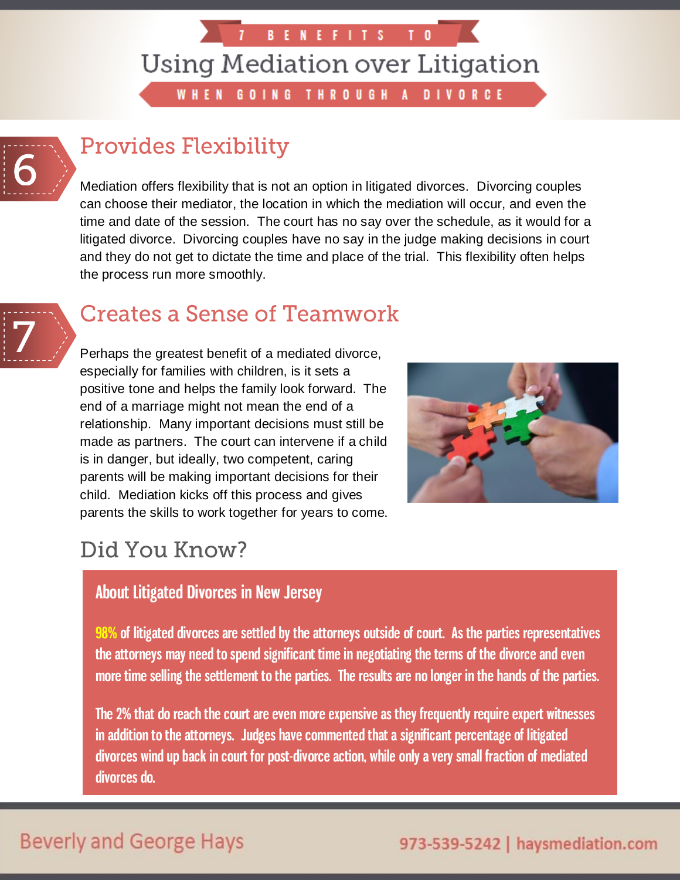7 BENEFITS TO

# Using Mediation over Litigation

WHEN GOING THROUGH A DIVORCE

## 6 Provides Flexibility

Mediation offers flexibility that is not an option in litigated divorces. Divorcing couples can choose their mediator, the location in which the mediation will occur, and even the time and date of the session. The court has no say over the schedule, as it would for a litigated divorce. Divorcing couples have no say in the judge making decisions in court and they do not get to dictate the time and place of the trial. This flexibility often helps the process run more smoothly.

## 7 Creates a Sense of Teamwork

Perhaps the greatest benefit of a mediated divorce, especially for families with children, is it sets a positive tone and helps the family look forward. The end of a marriage might not mean the end of a relationship. Many important decisions must still be made as partners. The court can intervene if a child is in danger, but ideally, two competent, caring parents will be making important decisions for their child. Mediation kicks off this process and gives parents the skills to work together for years to come.

## Did You Know?

### About Litigated Divorces in New Jersey

**98%** of litigated divorces are settled by the attorneys outside of court. As the parties representatives the attorneys may need to spend significant time in negotiating the terms of the divorce and even more time selling the settlement to the parties. The results are no longer in the hands of the parties.

The 2% that do reach the court are even more expensive as they frequently require expert witnesses in addition to the attorneys. Judges have commented that a significant percentage of litigated divorces wind up back in court for post-divorce action, while only a very small fraction of mediated divorces do.

Beverly and George Hays

973-539-5242 | haysmediation.com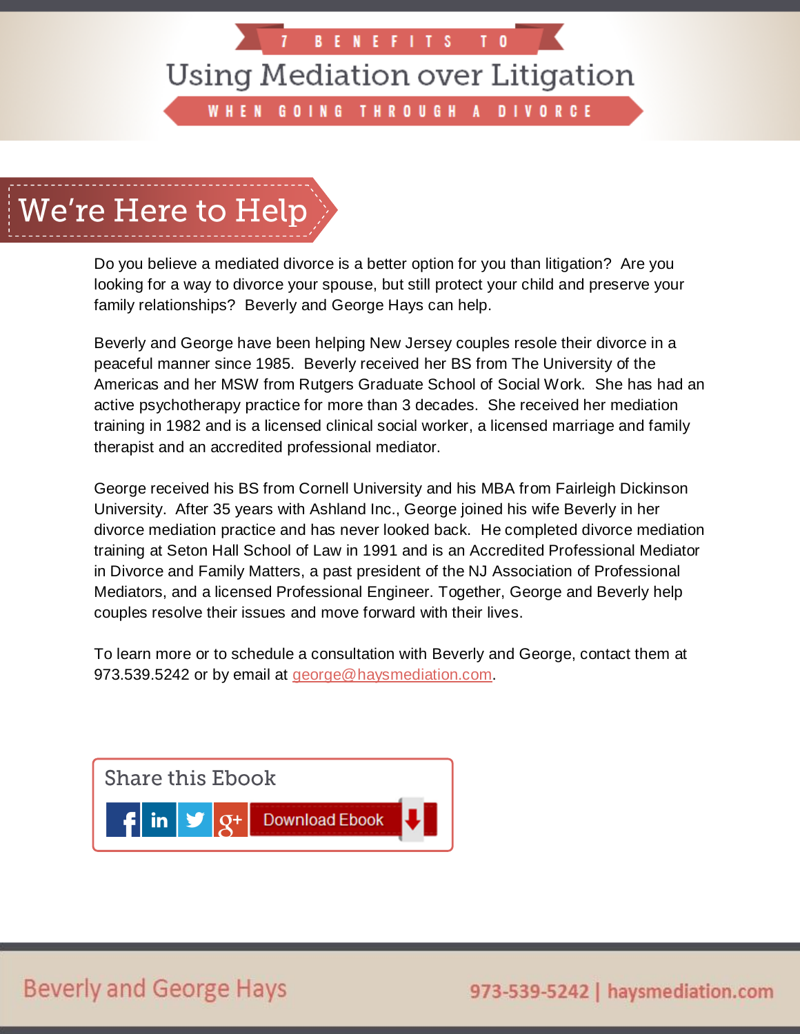## We're Here to Help

Do you believe a mediated divorce is a better option for you than litigation? Are you looking for a way to divorce your spouse, but still protect your child and preserve your family relationships? Beverly and George Hays can help.

Beverly and George have been helping New Jersey couples resole their divorce in a peaceful manner since 1985. Beverly received her BS from The University of the Americas and her MSW from Rutgers Graduate School of Social Work. She has had an active psychotherapy practice for more than 3 decades. She received her mediation training in 1982 and is a licensed clinical social worker, a licensed marriage and family therapist and an accredited professional mediator.

George received his BS from Cornell University and his MBA from Fairleigh Dickinson University. After 35 years with Ashland Inc., George joined his wife Beverly in her divorce mediation practice and has never looked back. He completed divorce mediation training at Seton Hall School of Law in 1991 and is an Accredited Professional Mediator in Divorce and Family Matters, a past president of the NJ Association of Professional Mediators, and a licensed Professional Engineer. Together, George and Beverly help couples resolve their issues and move forward with their lives.

To learn more or to schedule a consultation with Beverly and George, contact them at 973.539.5242 or by email at george@haysmediation.com.

Share this Ebook

Download Ebook